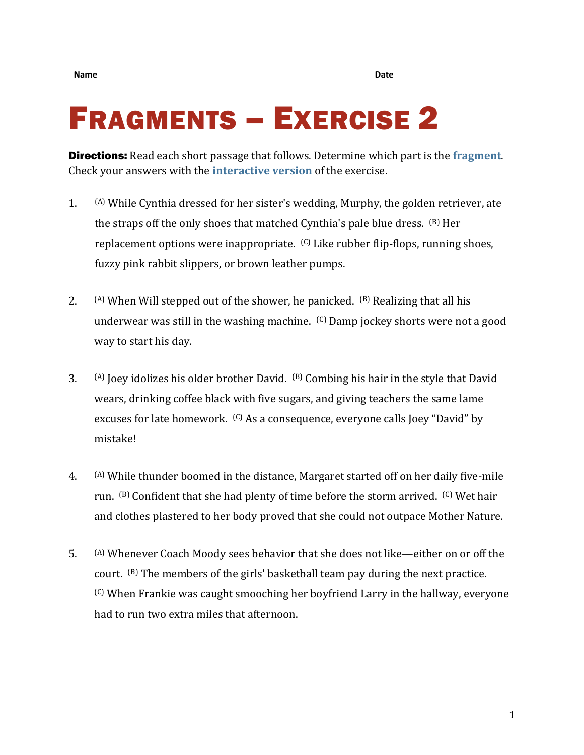Name ______________________________ Date ______________

# Fragments – Exercise 2

**Directions:** Read each short passage that follows. Determine which part is the **fragment**. Check your answers with the **interactive version** of the exercise.

1. (A) While Cynthia dressed for her sister's wedding, Murphy, the golden retriever, ate the straps off the only shoes that matched Cynthia's pale blue dress. (B) Her replacement options were inappropriate. (C) Like rubber flip-flops, running shoes, fuzzy pink rabbit slippers, or brown leather pumps.

2. (A) When Will stepped out of the shower, he panicked. (B) Realizing that all his underwear was still in the washing machine. (C) Damp jockey shorts were not a good way to start his day.

3. (A) Joey idolizes his older brother David. (B) Combing his hair in the style that David wears, drinking coffee black with five sugars, and giving teachers the same lame excuses for late homework. (C) As a consequence, everyone calls Joey "David" by mistake!

4. (A) While thunder boomed in the distance, Margaret started off on her daily five-mile run. (B) Confident that she had plenty of time before the storm arrived. (C) Wet hair and clothes plastered to her body proved that she could not outpace Mother Nature.

5. (A) Whenever Coach Moody sees behavior that she does not like—either on or off the court. (B) The members of the girls' basketball team pay during the next practice. (C) When Frankie was caught smooching her boyfriend Larry in the hallway, everyone had to run two extra miles that afternoon.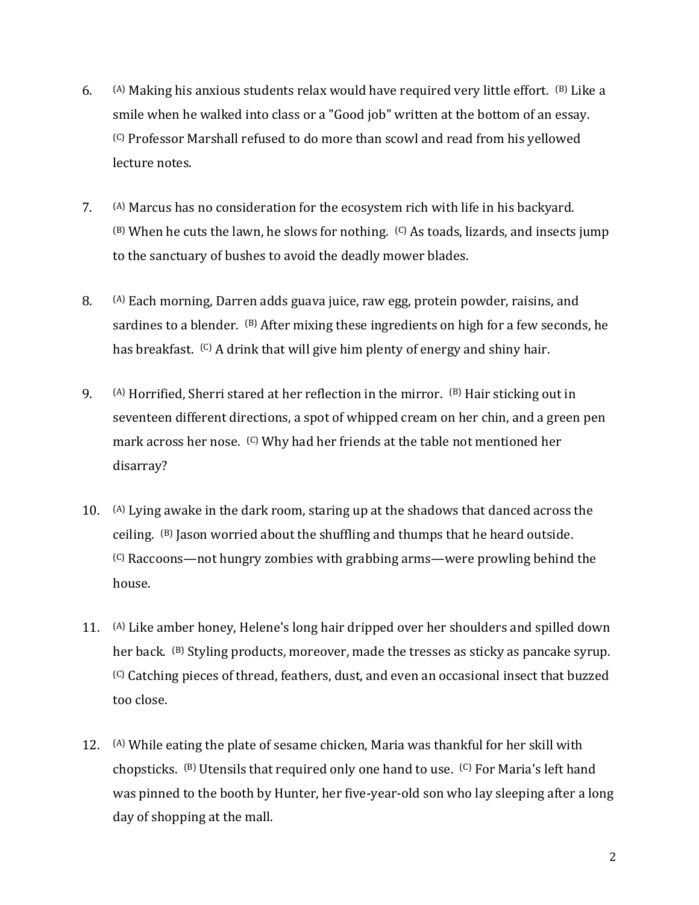6. (A) Making his anxious students relax would have required very little effort. (B) Like a smile when he walked into class or a "Good job" written at the bottom of an essay. (C) Professor Marshall refused to do more than scowl and read from his yellowed lecture notes.

7. (A) Marcus has no consideration for the ecosystem rich with life in his backyard. (B) When he cuts the lawn, he slows for nothing. (C) As toads, lizards, and insects jump to the sanctuary of bushes to avoid the deadly mower blades.

8. (A) Each morning, Darren adds guava juice, raw egg, protein powder, raisins, and sardines to a blender. (B) After mixing these ingredients on high for a few seconds, he has breakfast. (C) A drink that will give him plenty of energy and shiny hair.

9. (A) Horrified, Sherri stared at her reflection in the mirror. (B) Hair sticking out in seventeen different directions, a spot of whipped cream on her chin, and a green pen mark across her nose. (C) Why had her friends at the table not mentioned her disarray?

10. (A) Lying awake in the dark room, staring up at the shadows that danced across the ceiling. (B) Jason worried about the shuffling and thumps that he heard outside. (C) Raccoons—not hungry zombies with grabbing arms—were prowling behind the house.

11. (A) Like amber honey, Helene's long hair dripped over her shoulders and spilled down her back. (B) Styling products, moreover, made the tresses as sticky as pancake syrup. (C) Catching pieces of thread, feathers, dust, and even an occasional insect that buzzed too close.

12. (A) While eating the plate of sesame chicken, Maria was thankful for her skill with chopsticks. (B) Utensils that required only one hand to use. (C) For Maria's left hand was pinned to the booth by Hunter, her five-year-old son who lay sleeping after a long day of shopping at the mall.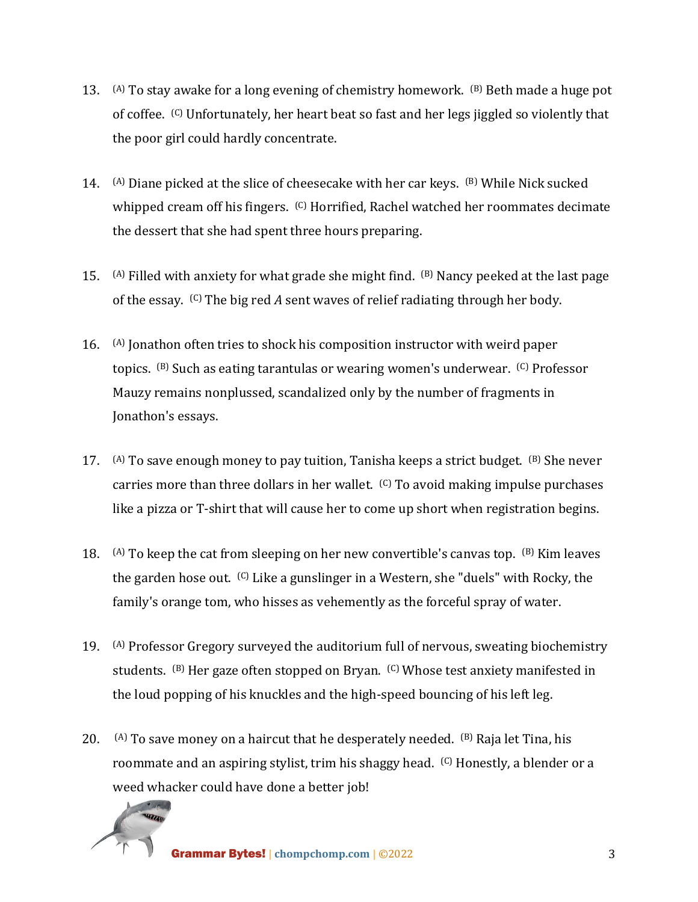13. (A) To stay awake for a long evening of chemistry homework. (B) Beth made a huge pot of coffee. (C) Unfortunately, her heart beat so fast and her legs jiggled so violently that the poor girl could hardly concentrate.

14. (A) Diane picked at the slice of cheesecake with her car keys. (B) While Nick sucked whipped cream off his fingers. (C) Horrified, Rachel watched her roommates decimate the dessert that she had spent three hours preparing.

15. (A) Filled with anxiety for what grade she might find. (B) Nancy peeked at the last page of the essay. (C) The big red *A* sent waves of relief radiating through her body.

16. (A) Jonathon often tries to shock his composition instructor with weird paper topics. (B) Such as eating tarantulas or wearing women's underwear. (C) Professor Mauzy remains nonplussed, scandalized only by the number of fragments in Jonathon's essays.

17. (A) To save enough money to pay tuition, Tanisha keeps a strict budget. (B) She never carries more than three dollars in her wallet. (C) To avoid making impulse purchases like a pizza or T-shirt that will cause her to come up short when registration begins.

18. (A) To keep the cat from sleeping on her new convertible's canvas top. (B) Kim leaves the garden hose out. (C) Like a gunslinger in a Western, she "duels" with Rocky, the family's orange tom, who hisses as vehemently as the forceful spray of water.

19. (A) Professor Gregory surveyed the auditorium full of nervous, sweating biochemistry students. (B) Her gaze often stopped on Bryan. (C) Whose test anxiety manifested in the loud popping of his knuckles and the high-speed bouncing of his left leg.

20. (A) To save money on a haircut that he desperately needed. (B) Raja let Tina, his roommate and an aspiring stylist, trim his shaggy head. (C) Honestly, a blender or a weed whacker could have done a better job!

**Grammar Bytes!** | chompchomp.com | ©2022